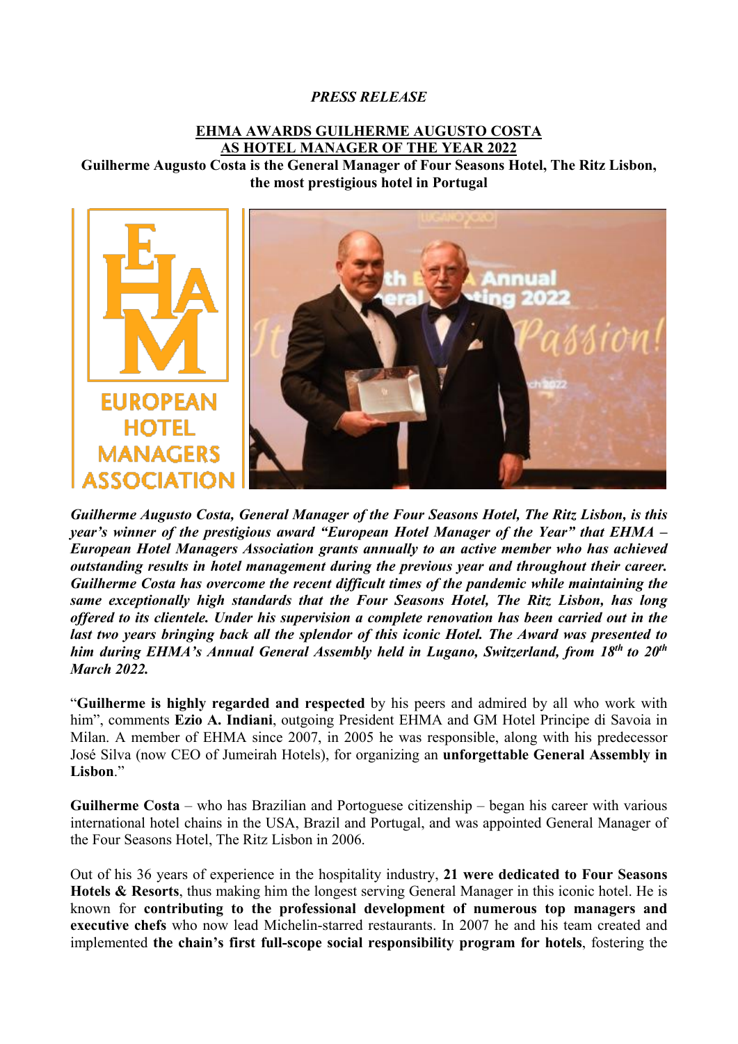*PRESS RELEASE*

# EHMA AWARDS GUILHERME AUGUSTO COSTA AS HOTEL MANAGER OF THE YEAR 2022

**Guilherme Augusto Costa is the General Manager of Four Seasons Hotel, The Ritz Lisbon, the most prestigious hotel in Portugal**

***Guilherme Augusto Costa, General Manager of the Four Seasons Hotel, The Ritz Lisbon, is this year's winner of the prestigious award "European Hotel Manager of the Year" that EHMA – European Hotel Managers Association grants annually to an active member who has achieved outstanding results in hotel management during the previous year and throughout their career. Guilherme Costa has overcome the recent difficult times of the pandemic while maintaining the same exceptionally high standards that the Four Seasons Hotel, The Ritz Lisbon, has long offered to its clientele. Under his supervision a complete renovation has been carried out in the last two years bringing back all the splendor of this iconic Hotel. The Award was presented to him during EHMA's Annual General Assembly held in Lugano, Switzerland, from 18th to 20th March 2022.***

"**Guilherme is highly regarded and respected** by his peers and admired by all who work with him", comments **Ezio A. Indiani**, outgoing President EHMA and GM Hotel Principe di Savoia in Milan. A member of EHMA since 2007, in 2005 he was responsible, along with his predecessor José Silva (now CEO of Jumeirah Hotels), for organizing an **unforgettable General Assembly in Lisbon**."

**Guilherme Costa** – who has Brazilian and Portoguese citizenship – began his career with various international hotel chains in the USA, Brazil and Portugal, and was appointed General Manager of the Four Seasons Hotel, The Ritz Lisbon in 2006.

Out of his 36 years of experience in the hospitality industry, **21 were dedicated to Four Seasons Hotels & Resorts**, thus making him the longest serving General Manager in this iconic hotel. He is known for **contributing to the professional development of numerous top managers and executive chefs** who now lead Michelin-starred restaurants. In 2007 he and his team created and implemented **the chain's first full-scope social responsibility program for hotels**, fostering the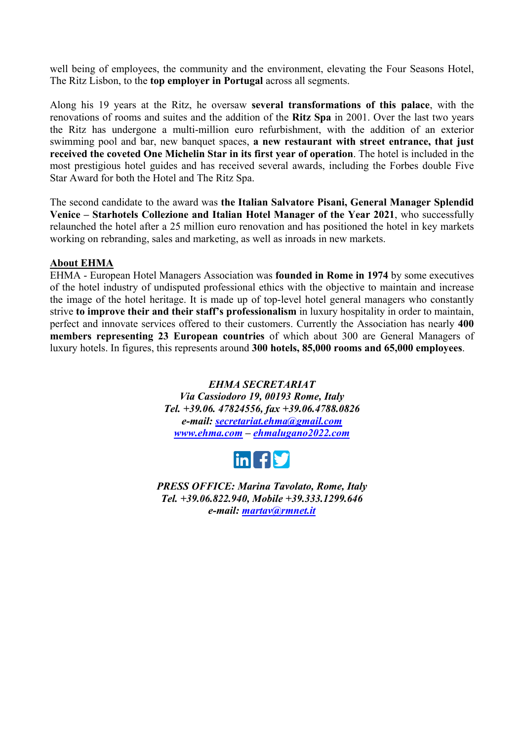well being of employees, the community and the environment, elevating the Four Seasons Hotel, The Ritz Lisbon, to the **top employer in Portugal** across all segments.

Along his 19 years at the Ritz, he oversaw **several transformations of this palace**, with the renovations of rooms and suites and the addition of the **Ritz Spa** in 2001. Over the last two years the Ritz has undergone a multi-million euro refurbishment, with the addition of an exterior swimming pool and bar, new banquet spaces, **a new restaurant with street entrance, that just received the coveted One Michelin Star in its first year of operation**. The hotel is included in the most prestigious hotel guides and has received several awards, including the Forbes double Five Star Award for both the Hotel and The Ritz Spa.

The second candidate to the award was **the Italian Salvatore Pisani, General Manager Splendid Venice – Starhotels Collezione and Italian Hotel Manager of the Year 2021**, who successfully relaunched the hotel after a 25 million euro renovation and has positioned the hotel in key markets working on rebranding, sales and marketing, as well as inroads in new markets.

**About EHMA**

EHMA - European Hotel Managers Association was **founded in Rome in 1974** by some executives of the hotel industry of undisputed professional ethics with the objective to maintain and increase the image of the hotel heritage. It is made up of top-level hotel general managers who constantly strive **to improve their and their staff's professionalism** in luxury hospitality in order to maintain, perfect and innovate services offered to their customers. Currently the Association has nearly **400 members representing 23 European countries** of which about 300 are General Managers of luxury hotels. In figures, this represents around **300 hotels, 85,000 rooms and 65,000 employees**.

***EHMA SECRETARIAT***
***Via Cassiodoro 19, 00193 Rome, Italy***
***Tel. +39.06. 47824556, fax +39.06.4788.0826***
***e-mail: secretariat.ehma@gmail.com***
***www.ehma.com – ehmalugano2022.com***

***PRESS OFFICE: Marina Tavolato, Rome, Italy***
***Tel. +39.06.822.940, Mobile +39.333.1299.646***
***e-mail: martav@rmnet.it***